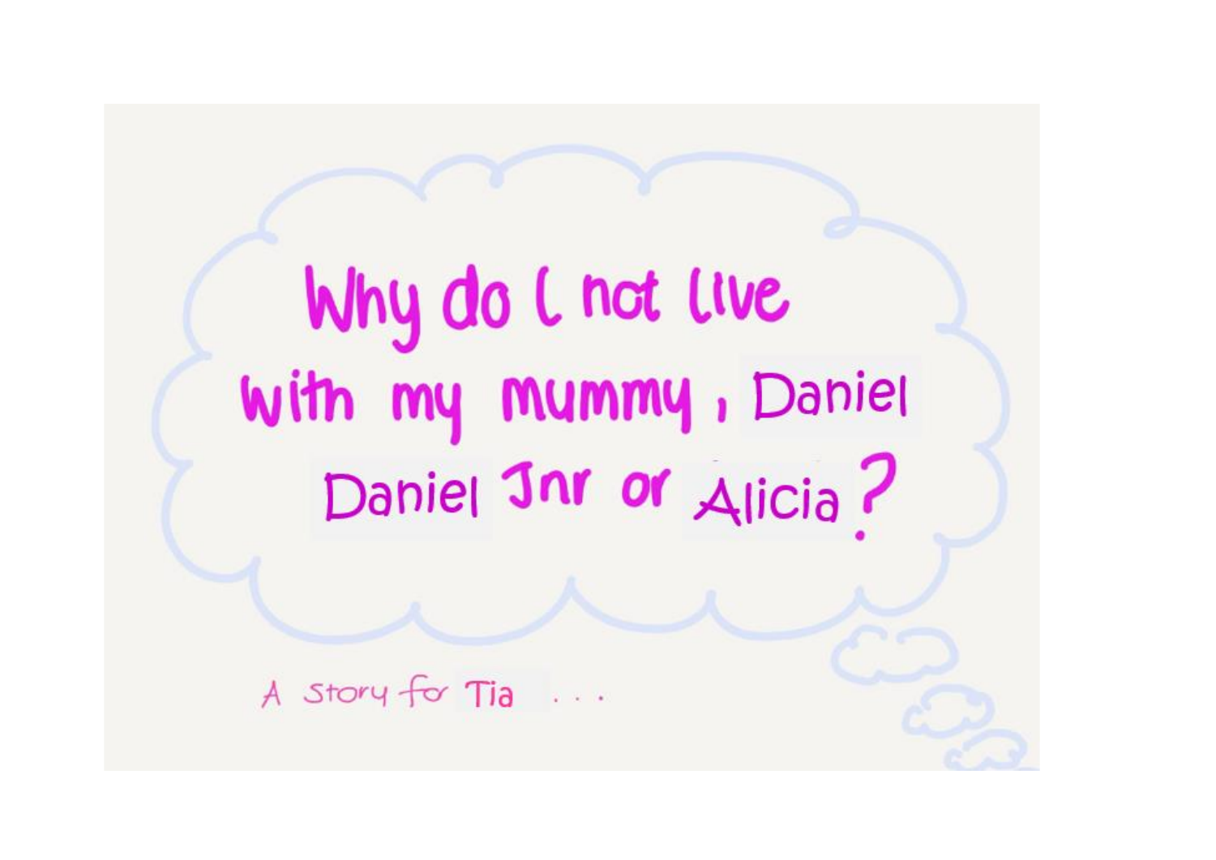# Why do I not live with my mummy, Daniel Daniel Jnr or Alicia?

A story for Tia . . .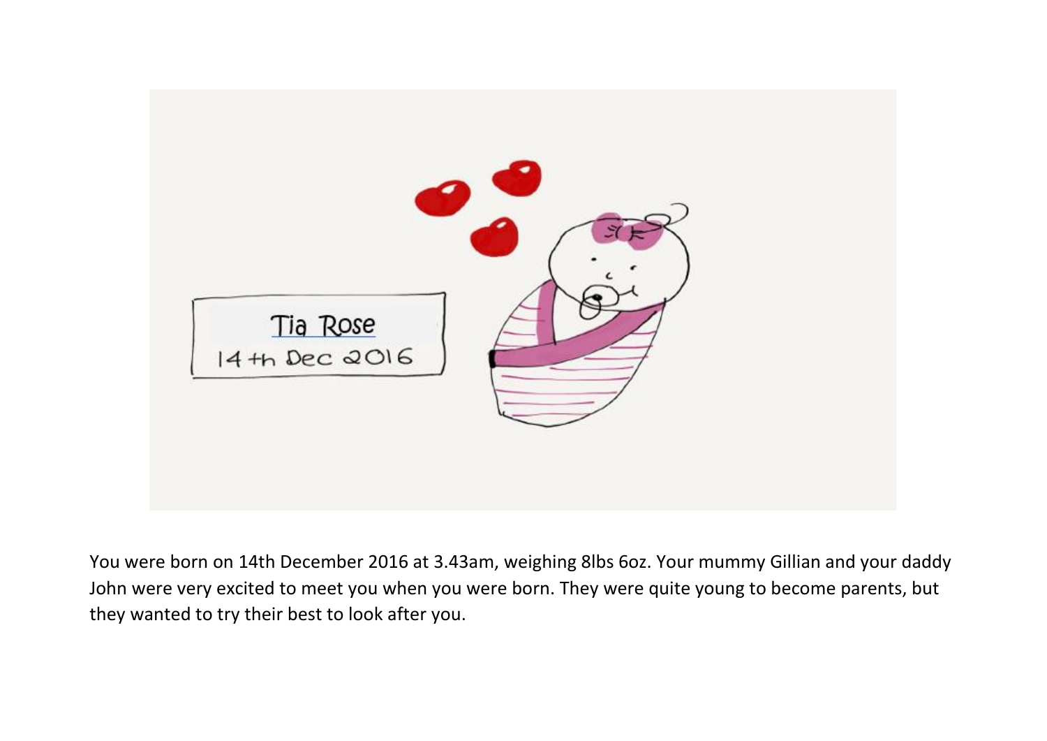Tia Rose

14th Dec 2016

You were born on 14th December 2016 at 3.43am, weighing 8lbs 6oz. Your mummy Gillian and your daddy John were very excited to meet you when you were born. They were quite young to become parents, but they wanted to try their best to look after you.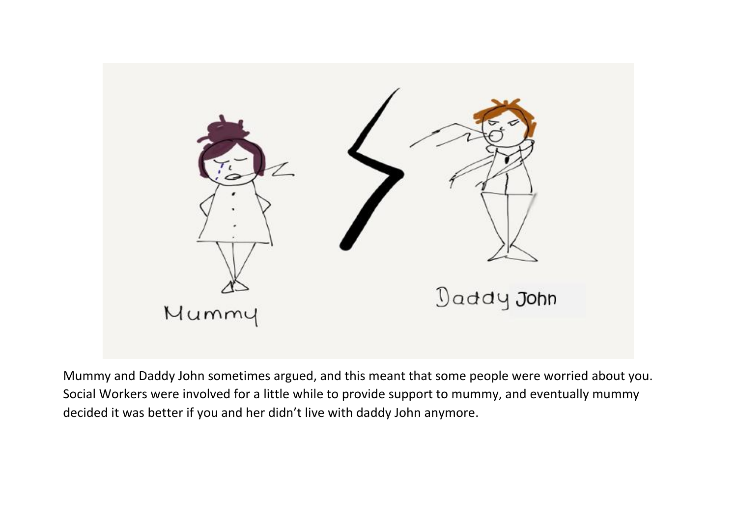Mummy and Daddy John sometimes argued, and this meant that some people were worried about you. Social Workers were involved for a little while to provide support to mummy, and eventually mummy decided it was better if you and her didn't live with daddy John anymore.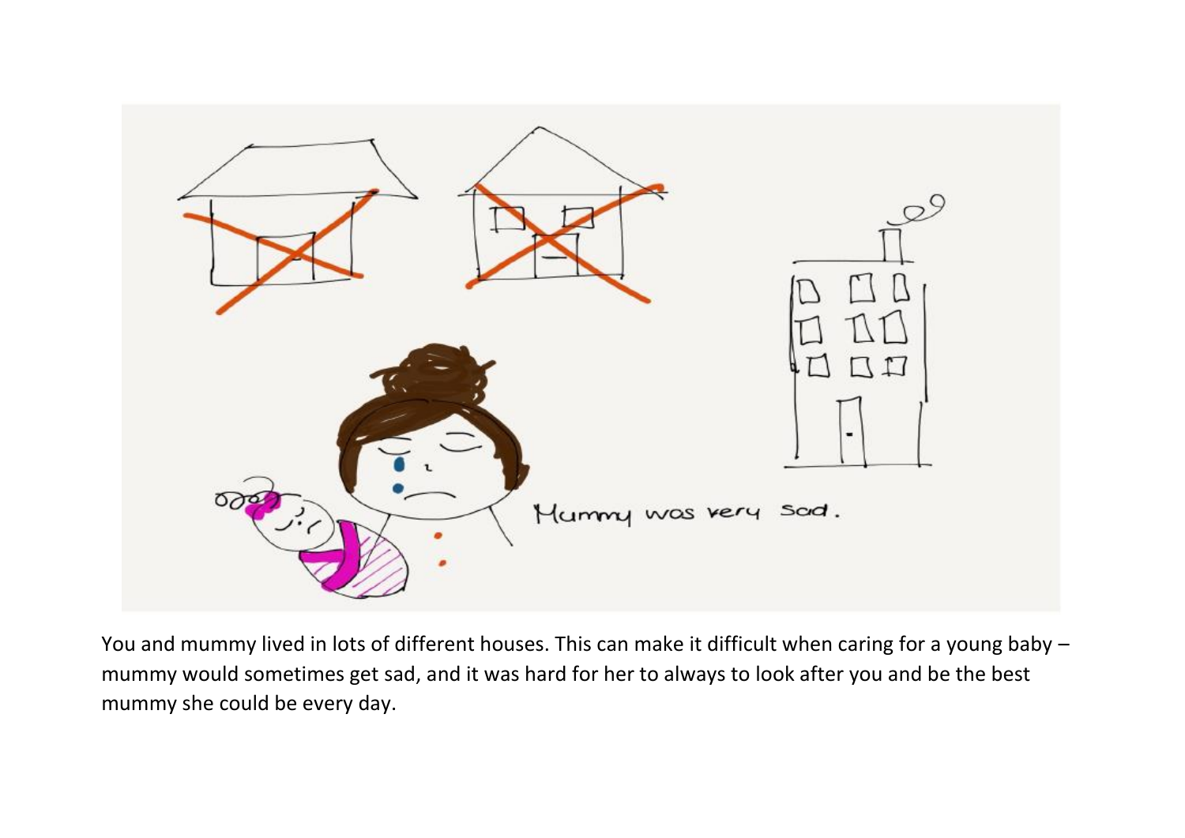Mummy was very sad.

You and mummy lived in lots of different houses. This can make it difficult when caring for a young baby – mummy would sometimes get sad, and it was hard for her to always to look after you and be the best mummy she could be every day.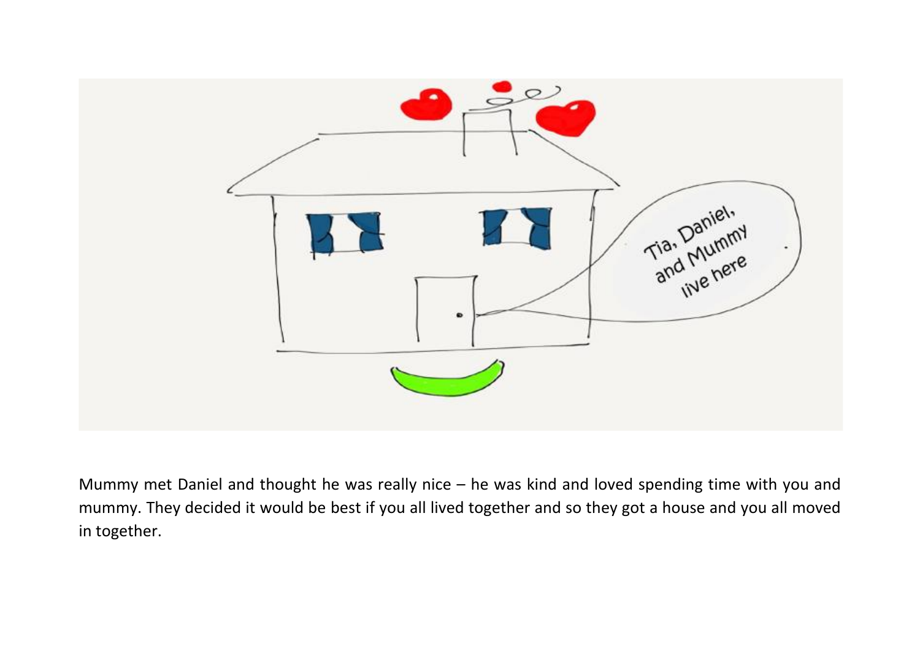Mummy met Daniel and thought he was really nice – he was kind and loved spending time with you and mummy. They decided it would be best if you all lived together and so they got a house and you all moved in together.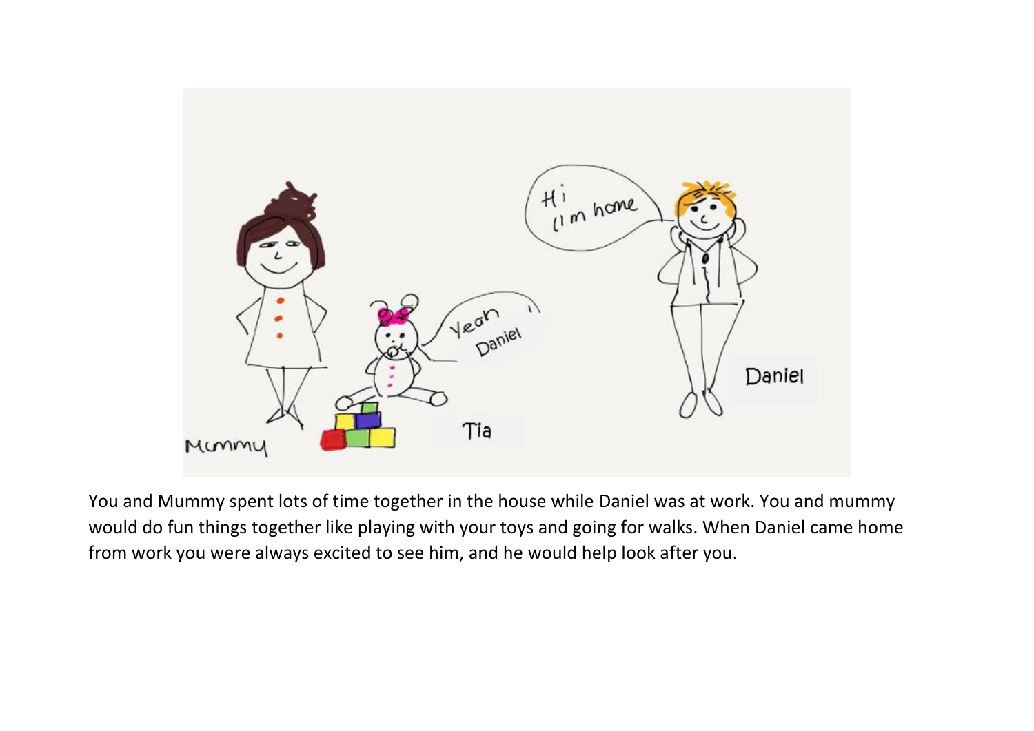You and Mummy spent lots of time together in the house while Daniel was at work. You and mummy would do fun things together like playing with your toys and going for walks. When Daniel came home from work you were always excited to see him, and he would help look after you.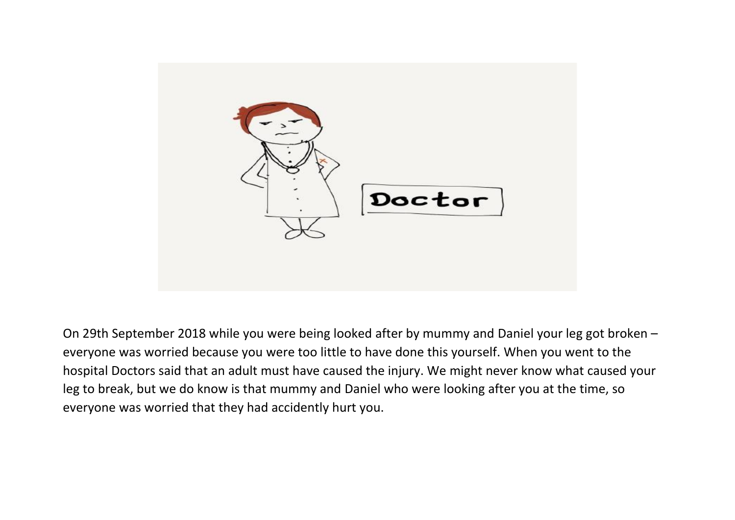Doctor

On 29th September 2018 while you were being looked after by mummy and Daniel your leg got broken – everyone was worried because you were too little to have done this yourself. When you went to the hospital Doctors said that an adult must have caused the injury. We might never know what caused your leg to break, but we do know is that mummy and Daniel who were looking after you at the time, so everyone was worried that they had accidently hurt you.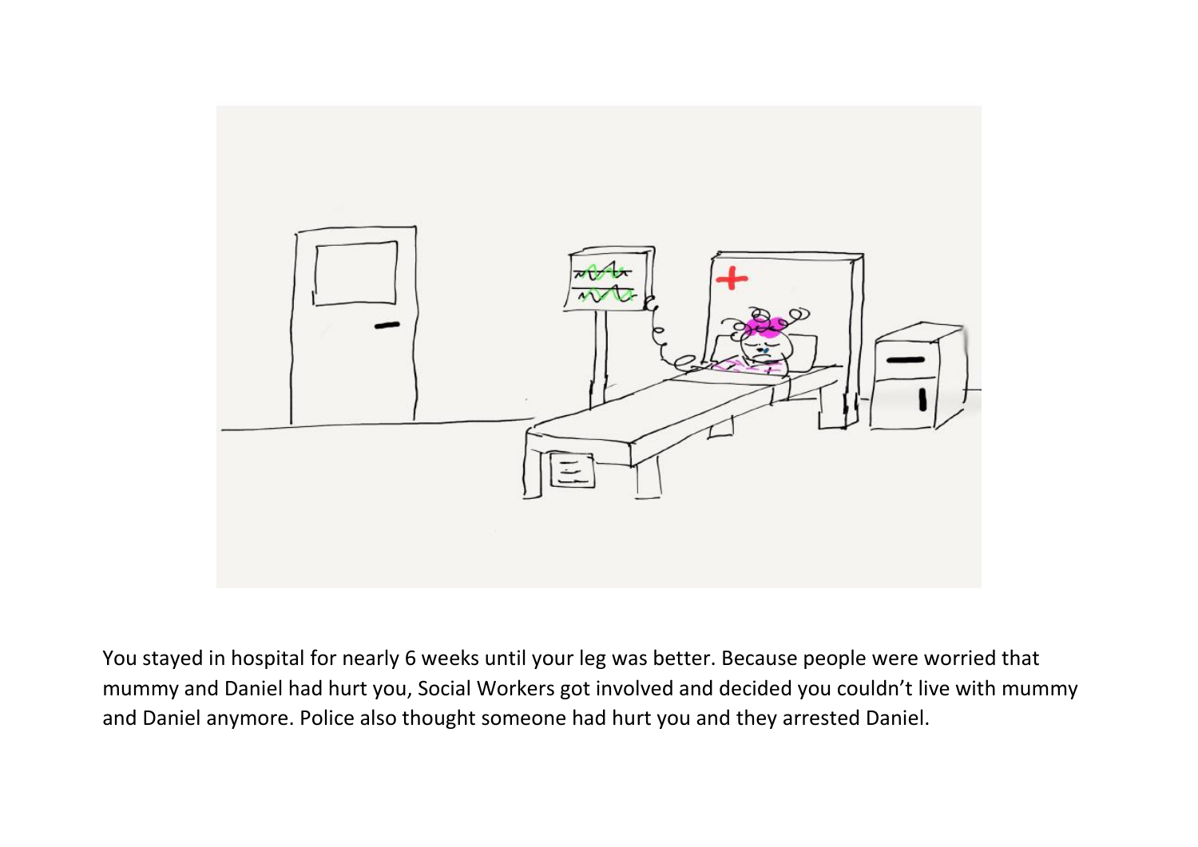You stayed in hospital for nearly 6 weeks until your leg was better. Because people were worried that mummy and Daniel had hurt you, Social Workers got involved and decided you couldn't live with mummy and Daniel anymore. Police also thought someone had hurt you and they arrested Daniel.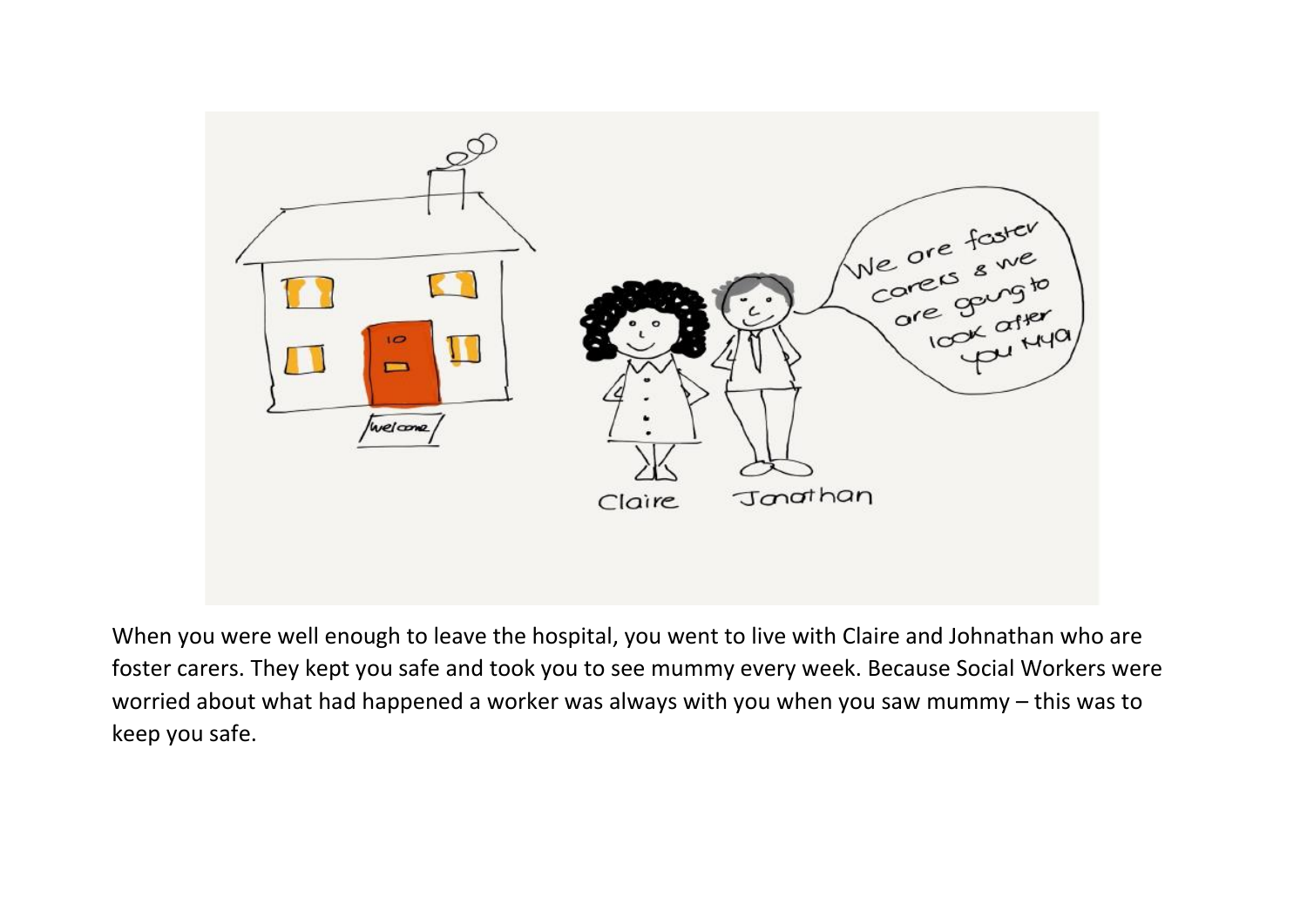When you were well enough to leave the hospital, you went to live with Claire and Johnathan who are foster carers. They kept you safe and took you to see mummy every week. Because Social Workers were worried about what had happened a worker was always with you when you saw mummy – this was to keep you safe.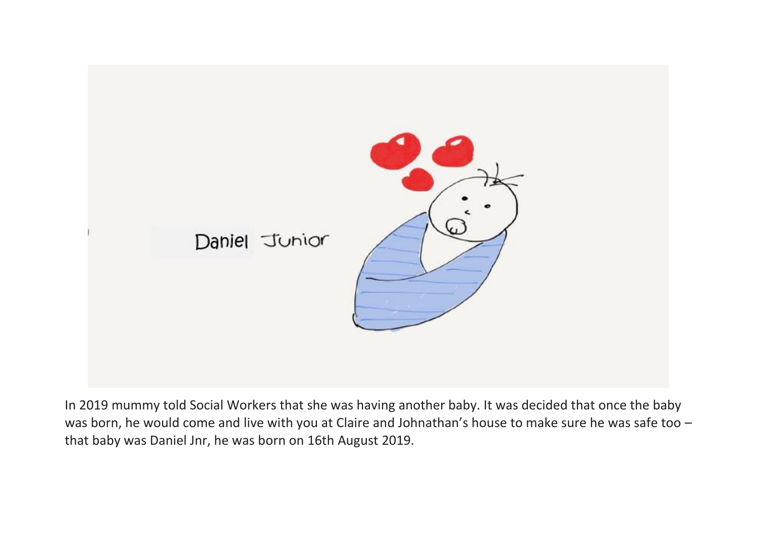In 2019 mummy told Social Workers that she was having another baby. It was decided that once the baby was born, he would come and live with you at Claire and Johnathan's house to make sure he was safe too – that baby was Daniel Jnr, he was born on 16th August 2019.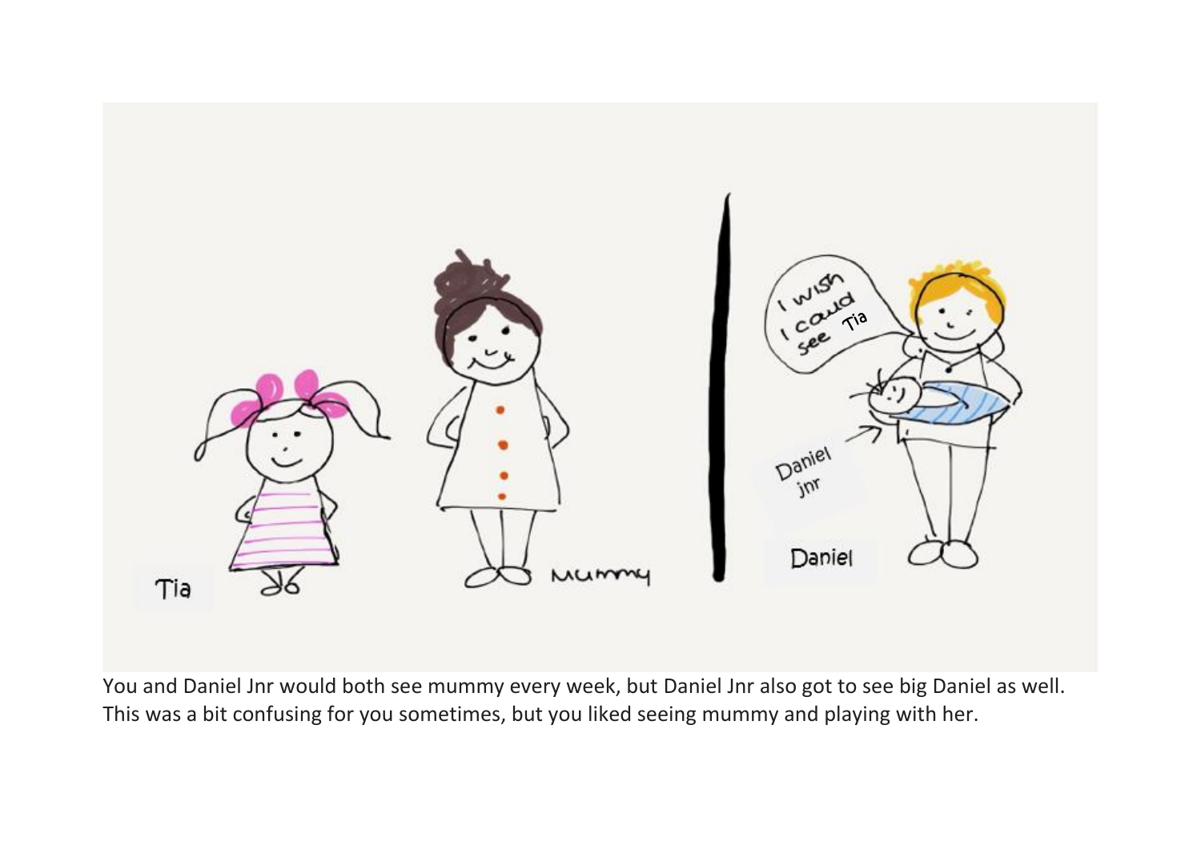You and Daniel Jnr would both see mummy every week, but Daniel Jnr also got to see big Daniel as well. This was a bit confusing for you sometimes, but you liked seeing mummy and playing with her.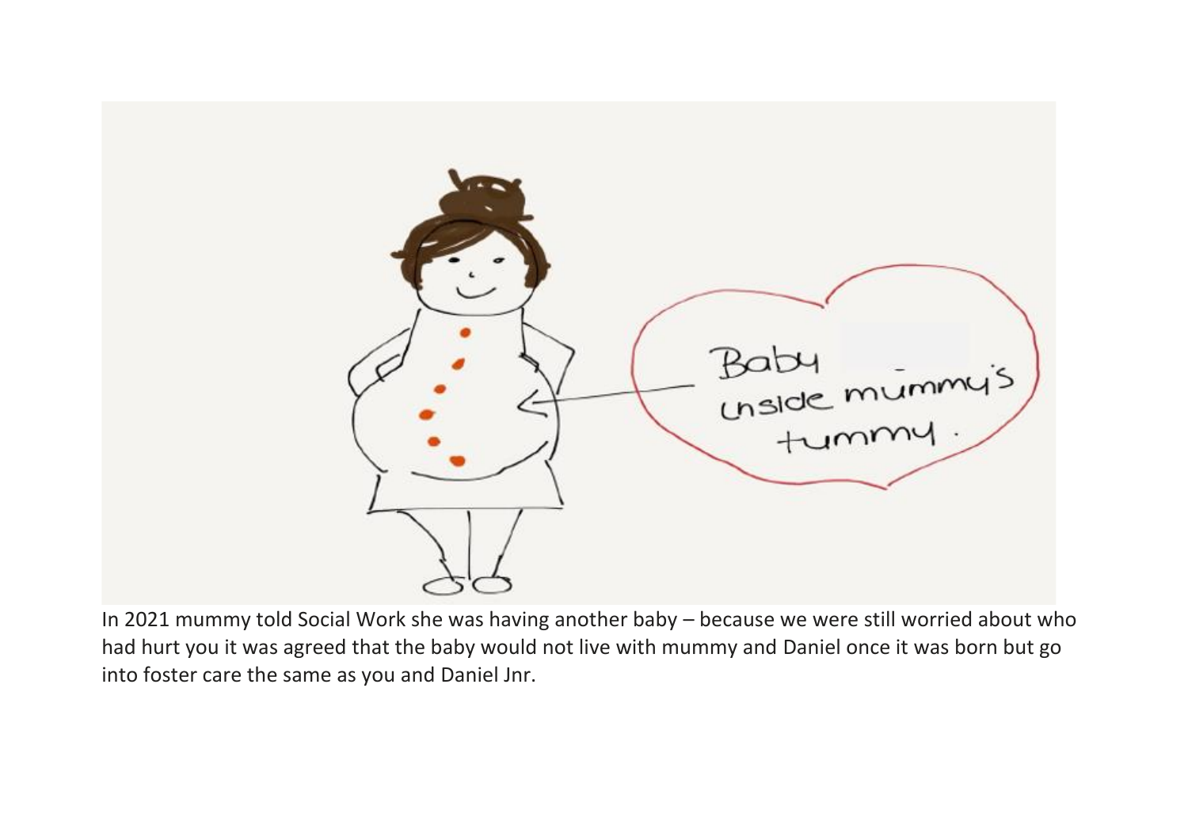In 2021 mummy told Social Work she was having another baby – because we were still worried about who had hurt you it was agreed that the baby would not live with mummy and Daniel once it was born but go into foster care the same as you and Daniel Jnr.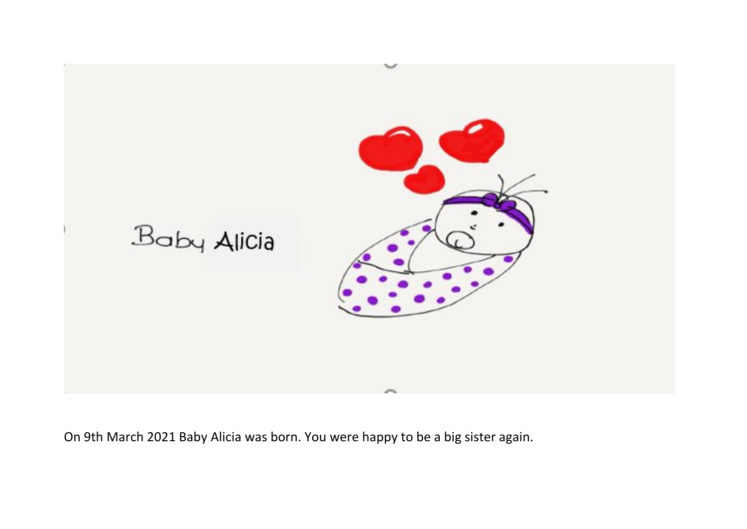On 9th March 2021 Baby Alicia was born. You were happy to be a big sister again.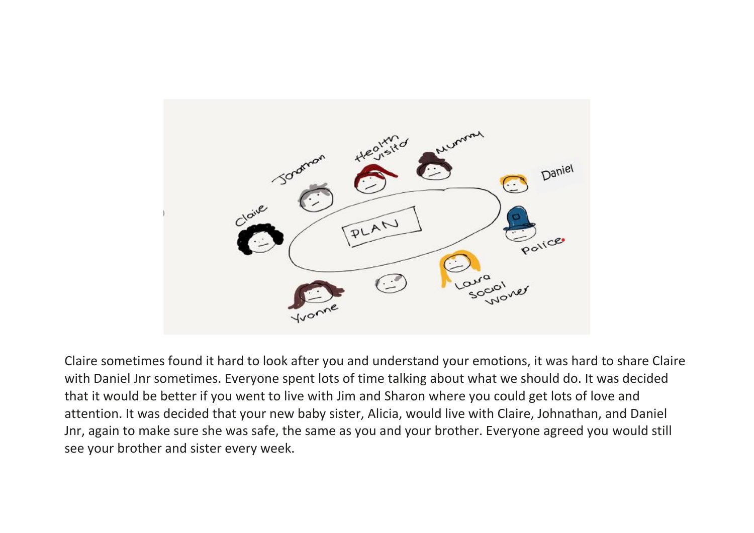Claire sometimes found it hard to look after you and understand your emotions, it was hard to share Claire with Daniel Jnr sometimes. Everyone spent lots of time talking about what we should do. It was decided that it would be better if you went to live with Jim and Sharon where you could get lots of love and attention. It was decided that your new baby sister, Alicia, would live with Claire, Johnathan, and Daniel Jnr, again to make sure she was safe, the same as you and your brother. Everyone agreed you would still see your brother and sister every week.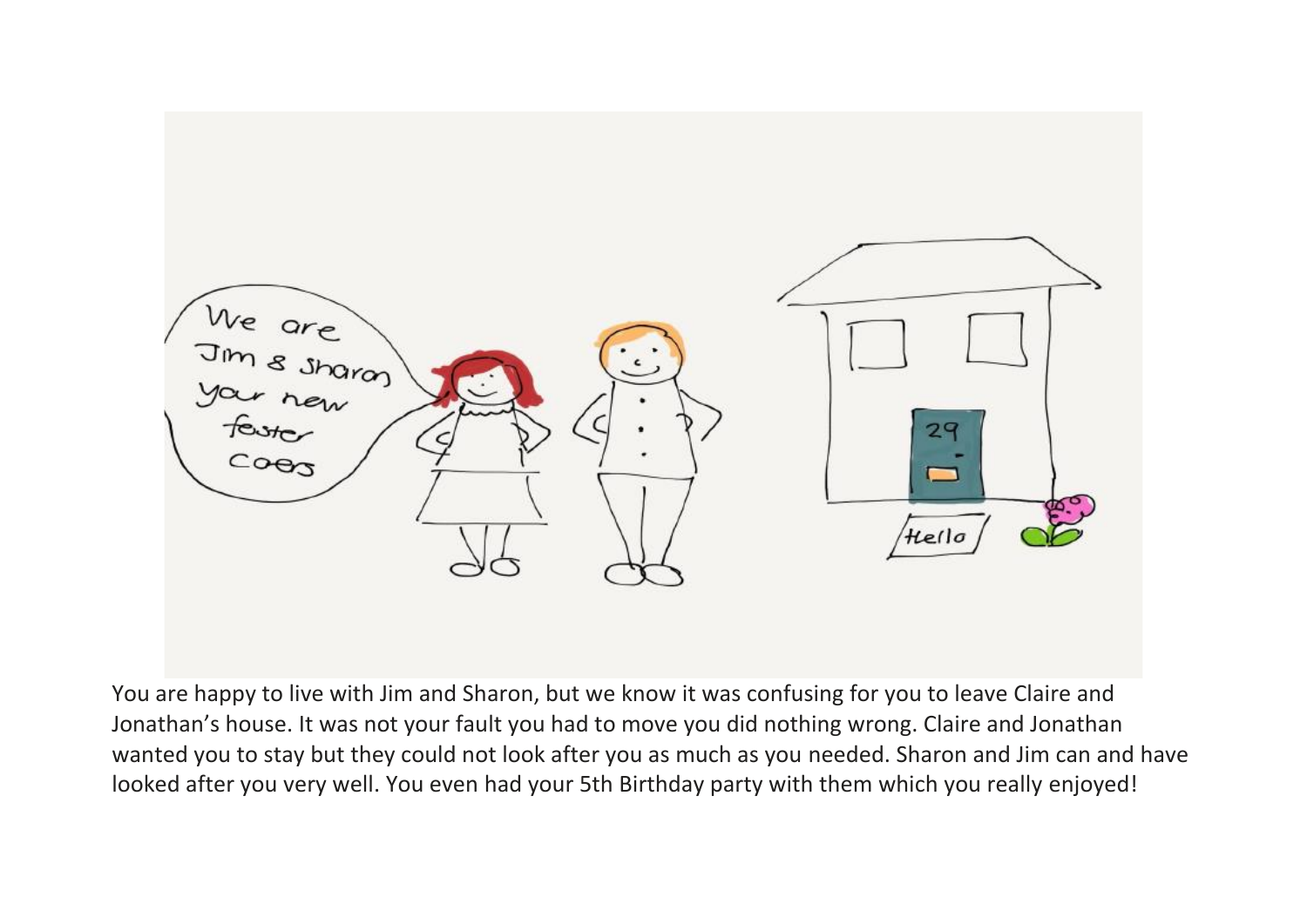You are happy to live with Jim and Sharon, but we know it was confusing for you to leave Claire and Jonathan's house. It was not your fault you had to move you did nothing wrong. Claire and Jonathan wanted you to stay but they could not look after you as much as you needed. Sharon and Jim can and have looked after you very well. You even had your 5th Birthday party with them which you really enjoyed!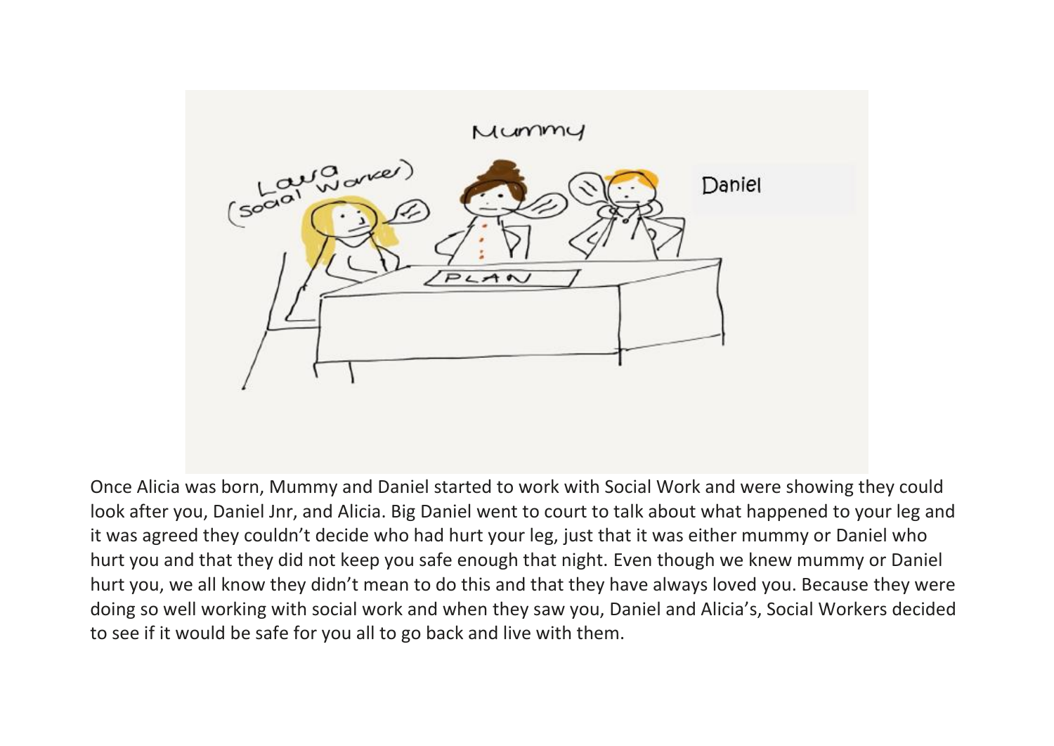Once Alicia was born, Mummy and Daniel started to work with Social Work and were showing they could look after you, Daniel Jnr, and Alicia. Big Daniel went to court to talk about what happened to your leg and it was agreed they couldn't decide who had hurt your leg, just that it was either mummy or Daniel who hurt you and that they did not keep you safe enough that night. Even though we knew mummy or Daniel hurt you, we all know they didn't mean to do this and that they have always loved you. Because they were doing so well working with social work and when they saw you, Daniel and Alicia's, Social Workers decided to see if it would be safe for you all to go back and live with them.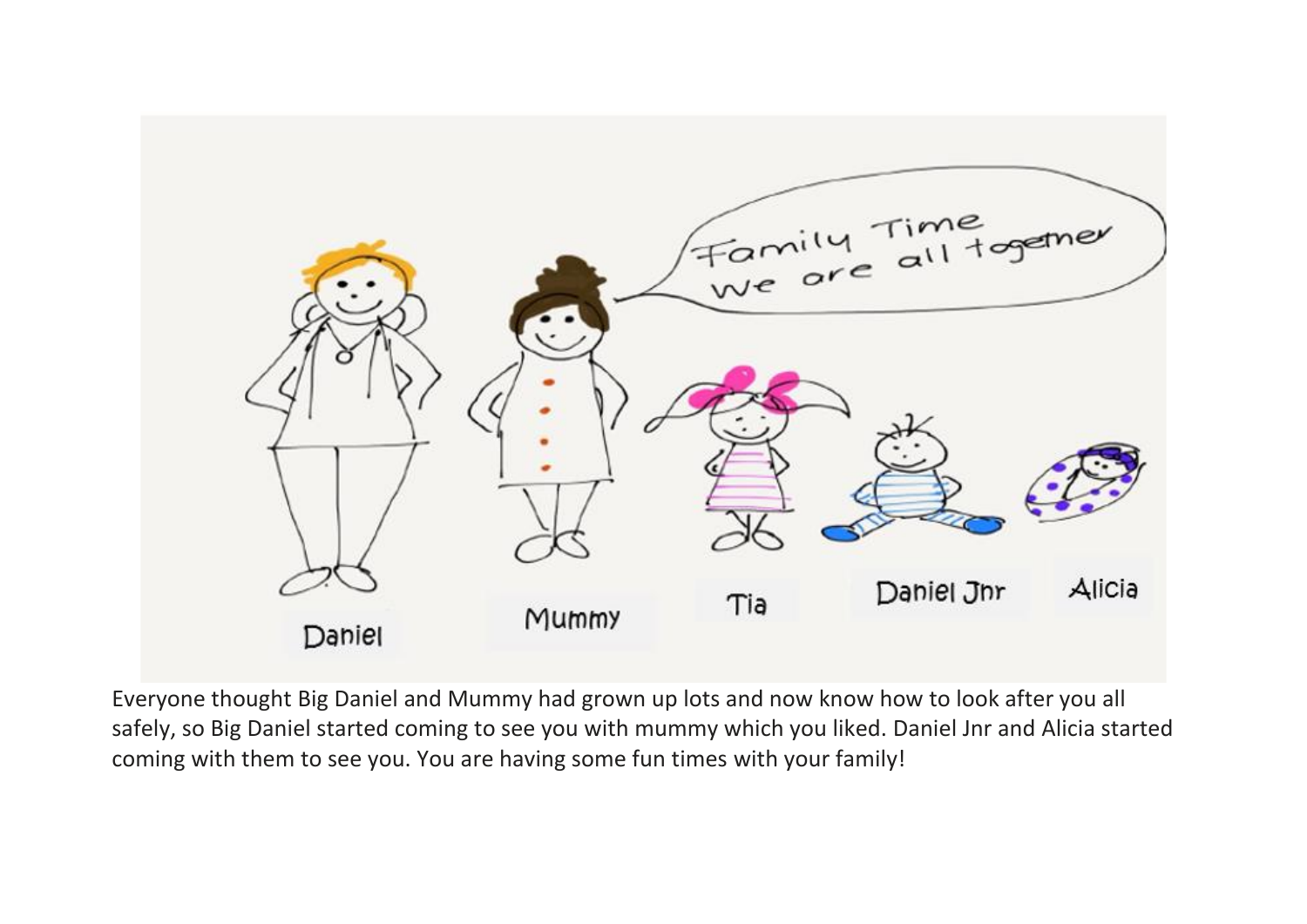Everyone thought Big Daniel and Mummy had grown up lots and now know how to look after you all safely, so Big Daniel started coming to see you with mummy which you liked. Daniel Jnr and Alicia started coming with them to see you. You are having some fun times with your family!